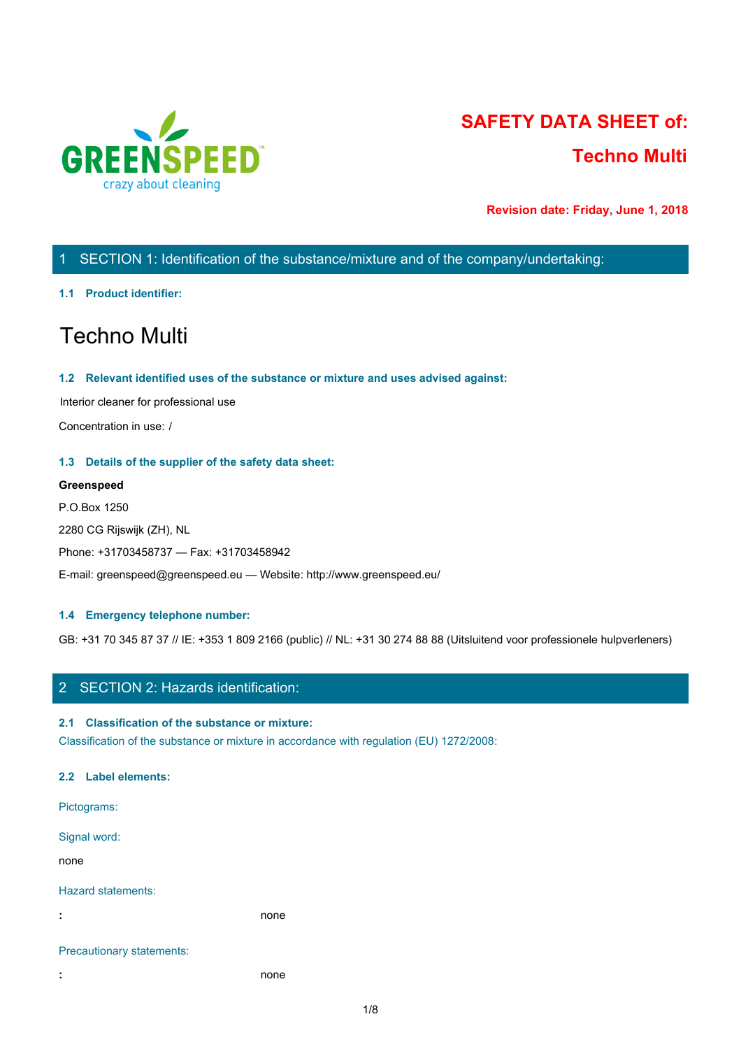GREENSPEED

crazy about cleaning

# SAFETY DATA SHEET of:

# Techno Multi

**Revision date: Friday, June 1, 2018**

## 1 SECTION 1: Identification of the substance/mixture and of the company/undertaking:

### 1.1 Product identifier:

# Techno Multi

### 1.2 Relevant identified uses of the substance or mixture and uses advised against:

Interior cleaner for professional use

Concentration in use: /

### 1.3 Details of the supplier of the safety data sheet:

**Greenspeed**

P.O.Box 1250

2280 CG Rijswijk (ZH), NL

Phone: +31703458737 — Fax: +31703458942

E-mail: greenspeed@greenspeed.eu — Website: http://www.greenspeed.eu/

### 1.4 Emergency telephone number:

GB: +31 70 345 87 37 // IE: +353 1 809 2166 (public) // NL: +31 30 274 88 88 (Uitsluitend voor professionele hulpverleners)

## 2 SECTION 2: Hazards identification:

### 2.1 Classification of the substance or mixture:

Classification of the substance or mixture in accordance with regulation (EU) 1272/2008:

### 2.2 Label elements:

Pictograms:

Signal word:

none

Hazard statements:

: none

Precautionary statements:

: none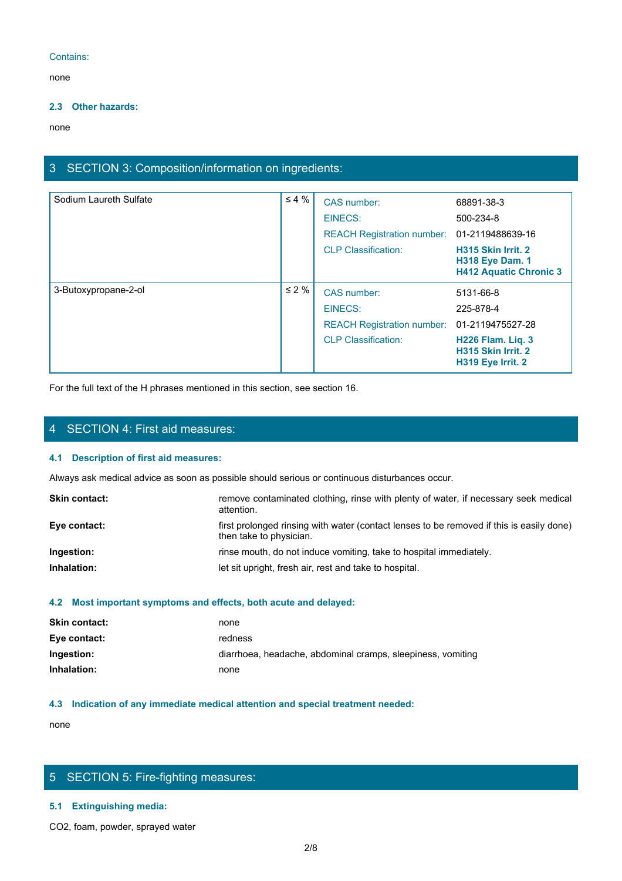Contains:

none

### 2.3 Other hazards:

none

## 3 SECTION 3: Composition/information on ingredients:

| Ingredient | Concentration | Details | |
|---|---|---|---|
| Sodium Laureth Sulfate | ≤ 4 % | CAS number: | 68891-38-3 |
| | | EINECS: | 500-234-8 |
| | | REACH Registration number: | 01-2119488639-16 |
| | | CLP Classification: | **H315 Skin Irrit. 2**<br>**H318 Eye Dam. 1**<br>**H412 Aquatic Chronic 3** |
| 3-Butoxypropane-2-ol | ≤ 2 % | CAS number: | 5131-66-8 |
| | | EINECS: | 225-878-4 |
| | | REACH Registration number: | 01-2119475527-28 |
| | | CLP Classification: | **H226 Flam. Liq. 3**<br>**H315 Skin Irrit. 2**<br>**H319 Eye Irrit. 2** |

For the full text of the H phrases mentioned in this section, see section 16.

## 4 SECTION 4: First aid measures:

### 4.1 Description of first aid measures:

Always ask medical advice as soon as possible should serious or continuous disturbances occur.

**Skin contact:** remove contaminated clothing, rinse with plenty of water, if necessary seek medical attention.

**Eye contact:** first prolonged rinsing with water (contact lenses to be removed if this is easily done) then take to physician.

**Ingestion:** rinse mouth, do not induce vomiting, take to hospital immediately.

**Inhalation:** let sit upright, fresh air, rest and take to hospital.

### 4.2 Most important symptoms and effects, both acute and delayed:

**Skin contact:** none

**Eye contact:** redness

**Ingestion:** diarrhoea, headache, abdominal cramps, sleepiness, vomiting

**Inhalation:** none

### 4.3 Indication of any immediate medical attention and special treatment needed:

none

## 5 SECTION 5: Fire-fighting measures:

### 5.1 Extinguishing media:

$CO_2$, foam, powder, sprayed water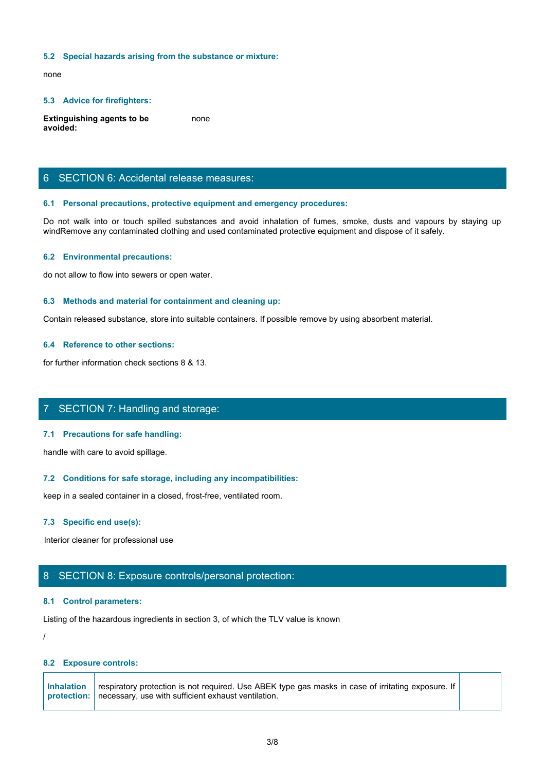### 5.2 Special hazards arising from the substance or mixture:

none

### 5.3 Advice for firefighters:

**Extinguishing agents to be avoided:** none

## 6 SECTION 6: Accidental release measures:

### 6.1 Personal precautions, protective equipment and emergency procedures:

Do not walk into or touch spilled substances and avoid inhalation of fumes, smoke, dusts and vapours by staying up windRemove any contaminated clothing and used contaminated protective equipment and dispose of it safely.

### 6.2 Environmental precautions:

do not allow to flow into sewers or open water.

### 6.3 Methods and material for containment and cleaning up:

Contain released substance, store into suitable containers. If possible remove by using absorbent material.

### 6.4 Reference to other sections:

for further information check sections 8 & 13.

## 7 SECTION 7: Handling and storage:

### 7.1 Precautions for safe handling:

handle with care to avoid spillage.

### 7.2 Conditions for safe storage, including any incompatibilities:

keep in a sealed container in a closed, frost-free, ventilated room.

### 7.3 Specific end use(s):

Interior cleaner for professional use

## 8 SECTION 8: Exposure controls/personal protection:

### 8.1 Control parameters:

Listing of the hazardous ingredients in section 3, of which the TLV value is known

/

### 8.2 Exposure controls:

| | | |
|---|---|---|
| **Inhalation protection:** | respiratory protection is not required. Use ABEK type gas masks in case of irritating exposure. If necessary, use with sufficient exhaust ventilation. | |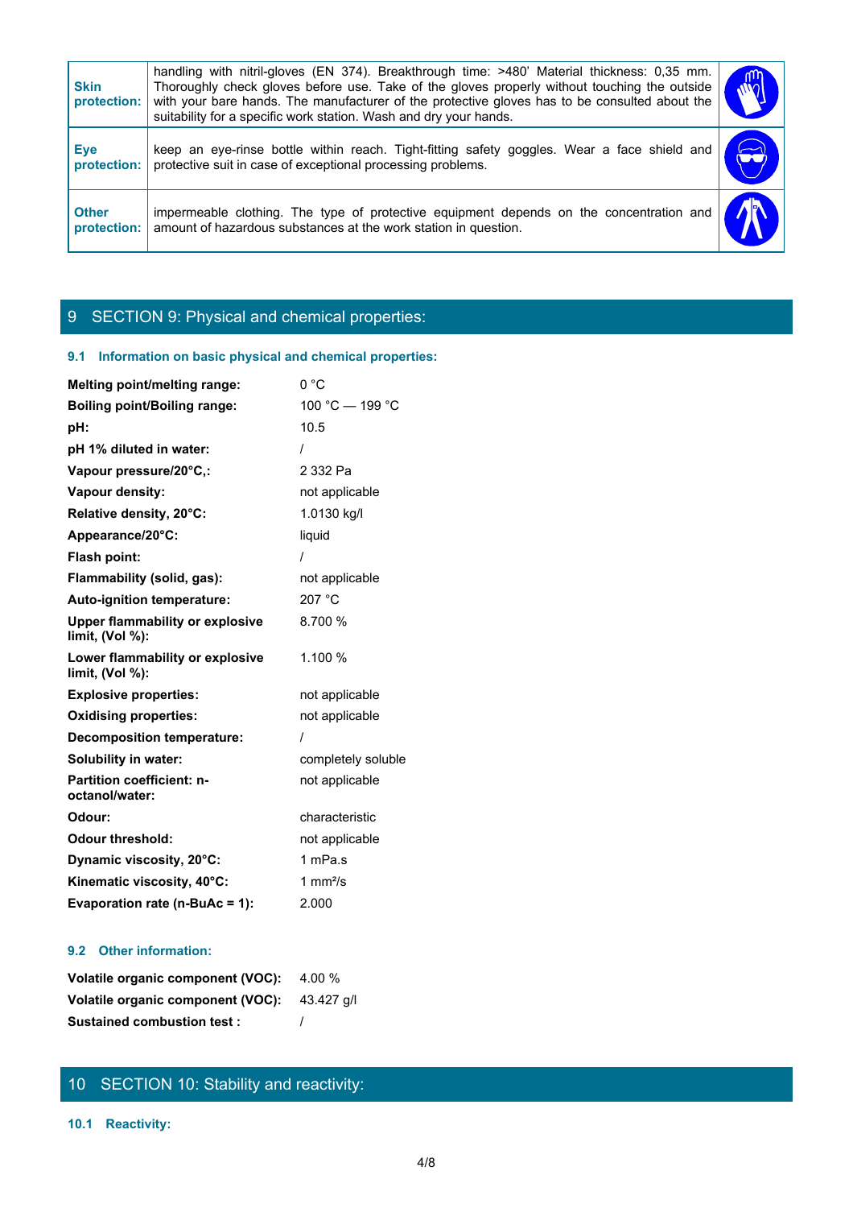| | | |
|---|---|---|
| **Skin protection:** | handling with nitril-gloves (EN 374). Breakthrough time: >480' Material thickness: 0,35 mm. Thoroughly check gloves before use. Take of the gloves properly without touching the outside with your bare hands. The manufacturer of the protective gloves has to be consulted about the suitability for a specific work station. Wash and dry your hands. | |
| **Eye protection:** | keep an eye-rinse bottle within reach. Tight-fitting safety goggles. Wear a face shield and protective suit in case of exceptional processing problems. | |
| **Other protection:** | impermeable clothing. The type of protective equipment depends on the concentration and amount of hazardous substances at the work station in question. | |

# 9 SECTION 9: Physical and chemical properties:

## 9.1 Information on basic physical and chemical properties:

| | |
|---|---|
| **Melting point/melting range:** | 0 °C |
| **Boiling point/Boiling range:** | 100 °C — 199 °C |
| **pH:** | 10.5 |
| **pH 1% diluted in water:** | / |
| **Vapour pressure/20°C,:** | 2 332 Pa |
| **Vapour density:** | not applicable |
| **Relative density, 20°C:** | 1.0130 kg/l |
| **Appearance/20°C:** | liquid |
| **Flash point:** | / |
| **Flammability (solid, gas):** | not applicable |
| **Auto-ignition temperature:** | 207 °C |
| **Upper flammability or explosive limit, (Vol %):** | 8.700 % |
| **Lower flammability or explosive limit, (Vol %):** | 1.100 % |
| **Explosive properties:** | not applicable |
| **Oxidising properties:** | not applicable |
| **Decomposition temperature:** | / |
| **Solubility in water:** | completely soluble |
| **Partition coefficient: n-octanol/water:** | not applicable |
| **Odour:** | characteristic |
| **Odour threshold:** | not applicable |
| **Dynamic viscosity, 20°C:** | 1 mPa.s |
| **Kinematic viscosity, 40°C:** | 1 mm²/s |
| **Evaporation rate (n-BuAc = 1):** | 2.000 |

## 9.2 Other information:

| | |
|---|---|
| **Volatile organic component (VOC):** | 4.00 % |
| **Volatile organic component (VOC):** | 43.427 g/l |
| **Sustained combustion test :** | / |

# 10 SECTION 10: Stability and reactivity:

## 10.1 Reactivity: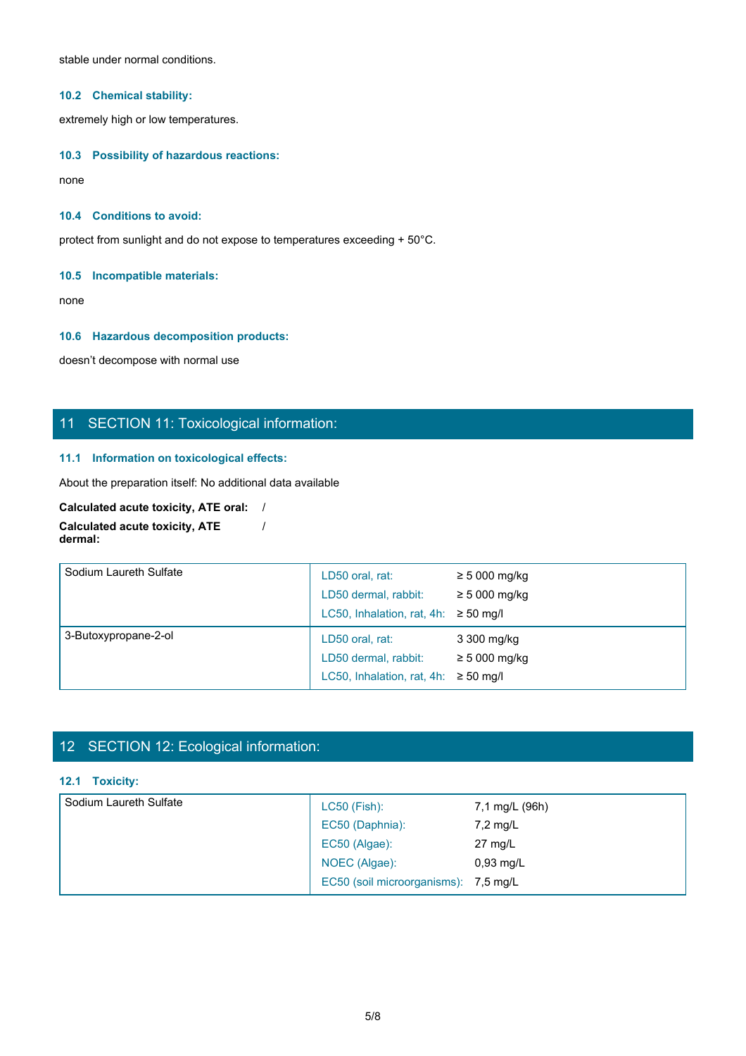stable under normal conditions.

### 10.2 Chemical stability:

extremely high or low temperatures.

### 10.3 Possibility of hazardous reactions:

none

### 10.4 Conditions to avoid:

protect from sunlight and do not expose to temperatures exceeding + 50°C.

### 10.5 Incompatible materials:

none

### 10.6 Hazardous decomposition products:

doesn’t decompose with normal use

## 11 SECTION 11: Toxicological information:

### 11.1 Information on toxicological effects:

About the preparation itself: No additional data available

**Calculated acute toxicity, ATE oral:** /

**Calculated acute toxicity, ATE dermal:** /

| Substance | Test | Value |
|---|---|---|
| Sodium Laureth Sulfate | LD50 oral, rat: | ≥ 5 000 mg/kg |
| | LD50 dermal, rabbit: | ≥ 5 000 mg/kg |
| | LC50, Inhalation, rat, 4h: | ≥ 50 mg/l |
| 3-Butoxypropane-2-ol | LD50 oral, rat: | 3 300 mg/kg |
| | LD50 dermal, rabbit: | ≥ 5 000 mg/kg |
| | LC50, Inhalation, rat, 4h: | ≥ 50 mg/l |

## 12 SECTION 12: Ecological information:

### 12.1 Toxicity:

| Substance | Test | Value |
|---|---|---|
| Sodium Laureth Sulfate | LC50 (Fish): | 7,1 mg/L (96h) |
| | EC50 (Daphnia): | 7,2 mg/L |
| | EC50 (Algae): | 27 mg/L |
| | NOEC (Algae): | 0,93 mg/L |
| | EC50 (soil microorganisms): | 7,5 mg/L |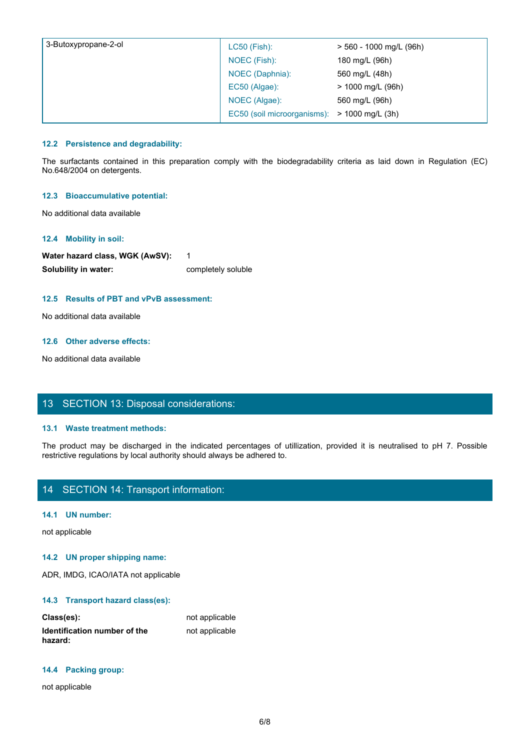| 3-Butoxypropane-2-ol | LC50 (Fish): | > 560 - 1000 mg/L (96h) |
| --- | --- | --- |
| | NOEC (Fish): | 180 mg/L (96h) |
| | NOEC (Daphnia): | 560 mg/L (48h) |
| | EC50 (Algae): | > 1000 mg/L (96h) |
| | NOEC (Algae): | 560 mg/L (96h) |
| | EC50 (soil microorganisms): | > 1000 mg/L (3h) |

### 12.2 Persistence and degradability:

The surfactants contained in this preparation comply with the biodegradability criteria as laid down in Regulation (EC) No.648/2004 on detergents.

### 12.3 Bioaccumulative potential:

No additional data available

### 12.4 Mobility in soil:

**Water hazard class, WGK (AwSV):** 1

**Solubility in water:** completely soluble

### 12.5 Results of PBT and vPvB assessment:

No additional data available

### 12.6 Other adverse effects:

No additional data available

## 13 SECTION 13: Disposal considerations:

### 13.1 Waste treatment methods:

The product may be discharged in the indicated percentages of utillization, provided it is neutralised to pH 7. Possible restrictive regulations by local authority should always be adhered to.

## 14 SECTION 14: Transport information:

### 14.1 UN number:

not applicable

### 14.2 UN proper shipping name:

ADR, IMDG, ICAO/IATA not applicable

### 14.3 Transport hazard class(es):

**Class(es):** not applicable

**Identification number of the hazard:** not applicable

### 14.4 Packing group:

not applicable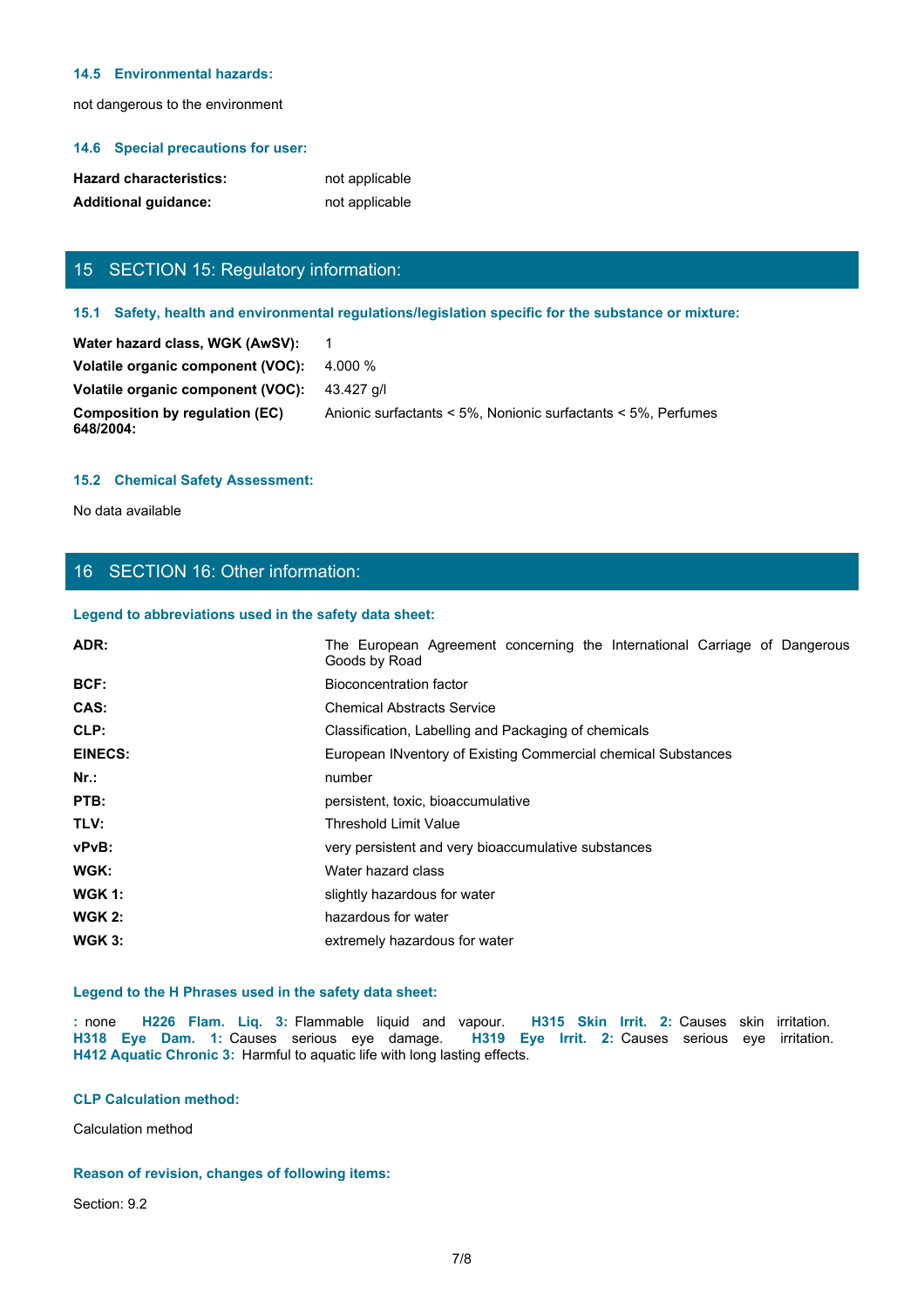#### 14.5 Environmental hazards:

not dangerous to the environment

#### 14.6 Special precautions for user:

| | |
|---|---|
| **Hazard characteristics:** | not applicable |
| **Additional guidance:** | not applicable |

## 15 SECTION 15: Regulatory information:

#### 15.1 Safety, health and environmental regulations/legislation specific for the substance or mixture:

| | |
|---|---|
| **Water hazard class, WGK (AwSV):** | 1 |
| **Volatile organic component (VOC):** | 4.000 % |
| **Volatile organic component (VOC):** | 43.427 g/l |
| **Composition by regulation (EC) 648/2004:** | Anionic surfactants < 5%, Nonionic surfactants < 5%, Perfumes |

#### 15.2 Chemical Safety Assessment:

No data available

## 16 SECTION 16: Other information:

#### Legend to abbreviations used in the safety data sheet:

| | |
|---|---|
| **ADR:** | The European Agreement concerning the International Carriage of Dangerous Goods by Road |
| **BCF:** | Bioconcentration factor |
| **CAS:** | Chemical Abstracts Service |
| **CLP:** | Classification, Labelling and Packaging of chemicals |
| **EINECS:** | European INventory of Existing Commercial chemical Substances |
| **Nr.:** | number |
| **PTB:** | persistent, toxic, bioaccumulative |
| **TLV:** | Threshold Limit Value |
| **vPvB:** | very persistent and very bioaccumulative substances |
| **WGK:** | Water hazard class |
| **WGK 1:** | slightly hazardous for water |
| **WGK 2:** | hazardous for water |
| **WGK 3:** | extremely hazardous for water |

#### Legend to the H Phrases used in the safety data sheet:

**:** none **H226 Flam. Liq. 3:** Flammable liquid and vapour. **H315 Skin Irrit. 2:** Causes skin irritation. **H318 Eye Dam. 1:** Causes serious eye damage. **H319 Eye Irrit. 2:** Causes serious eye irritation. **H412 Aquatic Chronic 3:** Harmful to aquatic life with long lasting effects.

#### CLP Calculation method:

Calculation method

#### Reason of revision, changes of following items:

Section: 9.2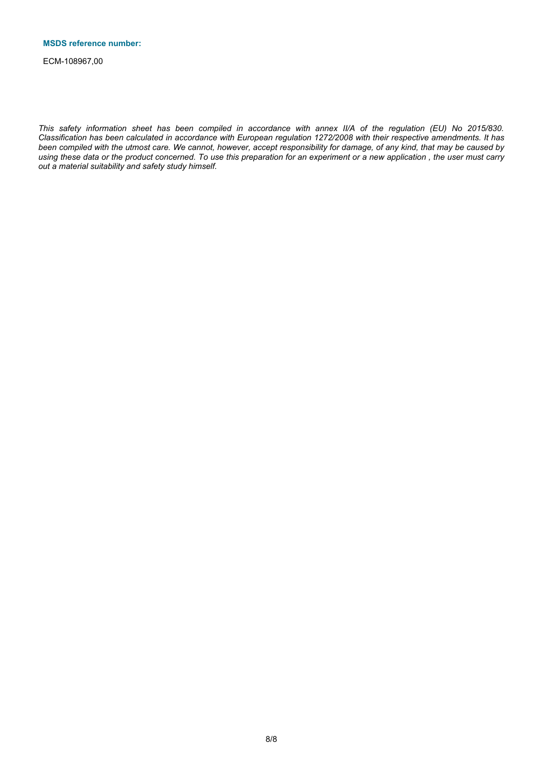**MSDS reference number:**

ECM-108967,00

*This safety information sheet has been compiled in accordance with annex II/A of the regulation (EU) No 2015/830. Classification has been calculated in accordance with European regulation 1272/2008 with their respective amendments. It has been compiled with the utmost care. We cannot, however, accept responsibility for damage, of any kind, that may be caused by using these data or the product concerned. To use this preparation for an experiment or a new application , the user must carry out a material suitability and safety study himself.*